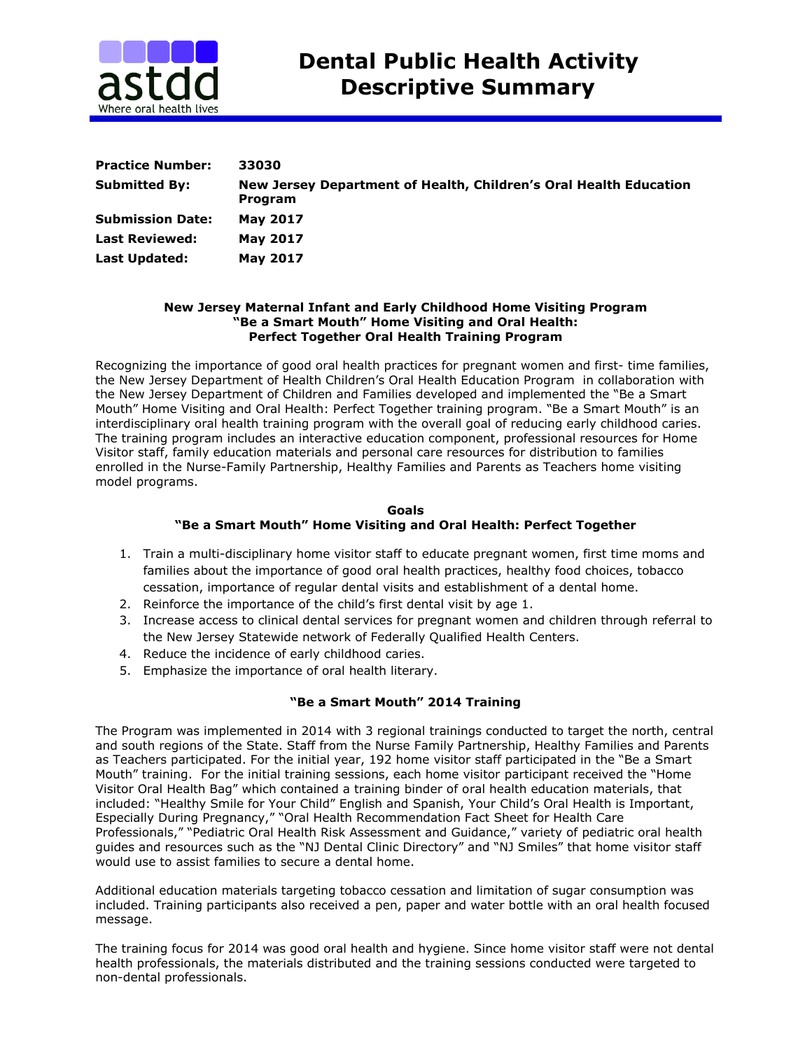# Dental Public Health Activity Descriptive Summary

| | |
|---|---|
| **Practice Number:** | **33030** |
| **Submitted By:** | **New Jersey Department of Health, Children's Oral Health Education Program** |
| **Submission Date:** | **May 2017** |
| **Last Reviewed:** | **May 2017** |
| **Last Updated:** | **May 2017** |

## New Jersey Maternal Infant and Early Childhood Home Visiting Program "Be a Smart Mouth" Home Visiting and Oral Health: Perfect Together Oral Health Training Program

Recognizing the importance of good oral health practices for pregnant women and first- time families, the New Jersey Department of Health Children's Oral Health Education Program in collaboration with the New Jersey Department of Children and Families developed and implemented the "Be a Smart Mouth" Home Visiting and Oral Health: Perfect Together training program. "Be a Smart Mouth" is an interdisciplinary oral health training program with the overall goal of reducing early childhood caries. The training program includes an interactive education component, professional resources for Home Visitor staff, family education materials and personal care resources for distribution to families enrolled in the Nurse-Family Partnership, Healthy Families and Parents as Teachers home visiting model programs.

### Goals "Be a Smart Mouth" Home Visiting and Oral Health: Perfect Together

1. Train a multi-disciplinary home visitor staff to educate pregnant women, first time moms and families about the importance of good oral health practices, healthy food choices, tobacco cessation, importance of regular dental visits and establishment of a dental home.
2. Reinforce the importance of the child's first dental visit by age 1.
3. Increase access to clinical dental services for pregnant women and children through referral to the New Jersey Statewide network of Federally Qualified Health Centers.
4. Reduce the incidence of early childhood caries.
5. Emphasize the importance of oral health literary.

### "Be a Smart Mouth" 2014 Training

The Program was implemented in 2014 with 3 regional trainings conducted to target the north, central and south regions of the State. Staff from the Nurse Family Partnership, Healthy Families and Parents as Teachers participated. For the initial year, 192 home visitor staff participated in the "Be a Smart Mouth" training. For the initial training sessions, each home visitor participant received the "Home Visitor Oral Health Bag" which contained a training binder of oral health education materials, that included: "Healthy Smile for Your Child" English and Spanish, Your Child's Oral Health is Important, Especially During Pregnancy," "Oral Health Recommendation Fact Sheet for Health Care Professionals," "Pediatric Oral Health Risk Assessment and Guidance," variety of pediatric oral health guides and resources such as the "NJ Dental Clinic Directory" and "NJ Smiles" that home visitor staff would use to assist families to secure a dental home.

Additional education materials targeting tobacco cessation and limitation of sugar consumption was included. Training participants also received a pen, paper and water bottle with an oral health focused message.

The training focus for 2014 was good oral health and hygiene. Since home visitor staff were not dental health professionals, the materials distributed and the training sessions conducted were targeted to non-dental professionals.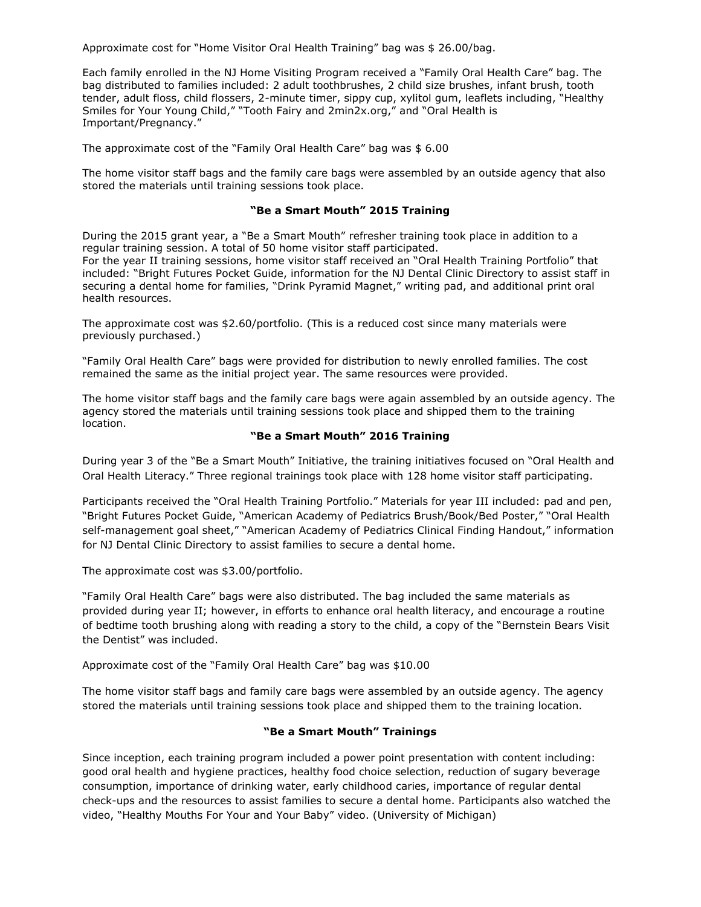Approximate cost for "Home Visitor Oral Health Training" bag was $ 26.00/bag.

Each family enrolled in the NJ Home Visiting Program received a "Family Oral Health Care" bag. The bag distributed to families included: 2 adult toothbrushes, 2 child size brushes, infant brush, tooth tender, adult floss, child flossers, 2-minute timer, sippy cup, xylitol gum, leaflets including, "Healthy Smiles for Your Young Child," "Tooth Fairy and 2min2x.org," and "Oral Health is Important/Pregnancy."

The approximate cost of the "Family Oral Health Care" bag was $ 6.00

The home visitor staff bags and the family care bags were assembled by an outside agency that also stored the materials until training sessions took place.

### "Be a Smart Mouth" 2015 Training

During the 2015 grant year, a "Be a Smart Mouth" refresher training took place in addition to a regular training session. A total of 50 home visitor staff participated.
For the year II training sessions, home visitor staff received an "Oral Health Training Portfolio" that included: "Bright Futures Pocket Guide, information for the NJ Dental Clinic Directory to assist staff in securing a dental home for families, "Drink Pyramid Magnet," writing pad, and additional print oral health resources.

The approximate cost was $2.60/portfolio. (This is a reduced cost since many materials were previously purchased.)

"Family Oral Health Care" bags were provided for distribution to newly enrolled families. The cost remained the same as the initial project year. The same resources were provided.

The home visitor staff bags and the family care bags were again assembled by an outside agency. The agency stored the materials until training sessions took place and shipped them to the training location.

### "Be a Smart Mouth" 2016 Training

During year 3 of the "Be a Smart Mouth" Initiative, the training initiatives focused on "Oral Health and Oral Health Literacy." Three regional trainings took place with 128 home visitor staff participating.

Participants received the "Oral Health Training Portfolio." Materials for year III included: pad and pen, "Bright Futures Pocket Guide, "American Academy of Pediatrics Brush/Book/Bed Poster," "Oral Health self-management goal sheet," "American Academy of Pediatrics Clinical Finding Handout," information for NJ Dental Clinic Directory to assist families to secure a dental home.

The approximate cost was $3.00/portfolio.

"Family Oral Health Care" bags were also distributed. The bag included the same materials as provided during year II; however, in efforts to enhance oral health literacy, and encourage a routine of bedtime tooth brushing along with reading a story to the child, a copy of the "Bernstein Bears Visit the Dentist" was included.

Approximate cost of the "Family Oral Health Care" bag was $10.00

The home visitor staff bags and family care bags were assembled by an outside agency. The agency stored the materials until training sessions took place and shipped them to the training location.

### "Be a Smart Mouth" Trainings

Since inception, each training program included a power point presentation with content including: good oral health and hygiene practices, healthy food choice selection, reduction of sugary beverage consumption, importance of drinking water, early childhood caries, importance of regular dental check-ups and the resources to assist families to secure a dental home. Participants also watched the video, "Healthy Mouths For Your and Your Baby" video. (University of Michigan)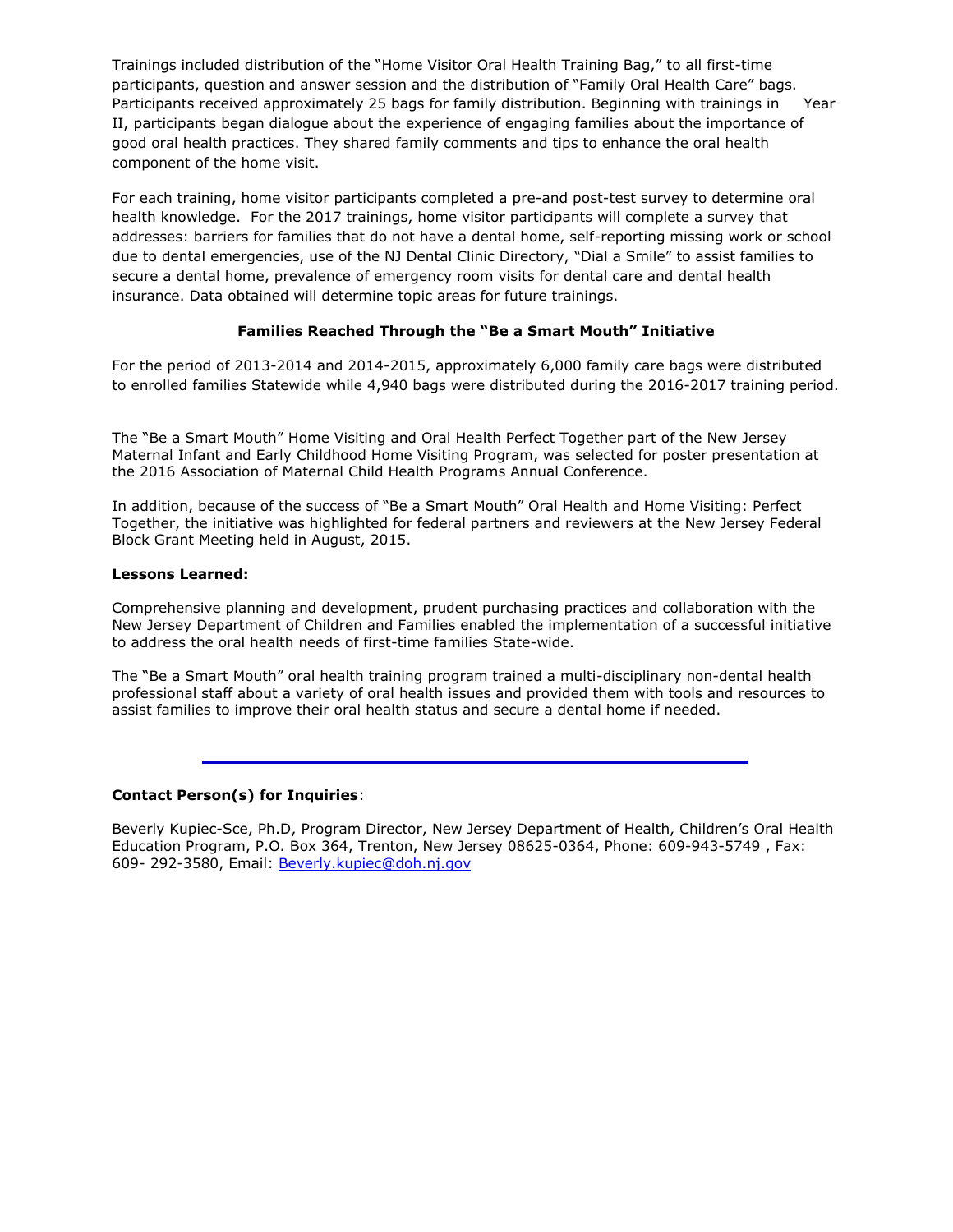Trainings included distribution of the "Home Visitor Oral Health Training Bag," to all first-time participants, question and answer session and the distribution of "Family Oral Health Care" bags. Participants received approximately 25 bags for family distribution. Beginning with trainings in Year II, participants began dialogue about the experience of engaging families about the importance of good oral health practices. They shared family comments and tips to enhance the oral health component of the home visit.

For each training, home visitor participants completed a pre-and post-test survey to determine oral health knowledge. For the 2017 trainings, home visitor participants will complete a survey that addresses: barriers for families that do not have a dental home, self-reporting missing work or school due to dental emergencies, use of the NJ Dental Clinic Directory, "Dial a Smile" to assist families to secure a dental home, prevalence of emergency room visits for dental care and dental health insurance. Data obtained will determine topic areas for future trainings.

**Families Reached Through the "Be a Smart Mouth" Initiative**

For the period of 2013-2014 and 2014-2015, approximately 6,000 family care bags were distributed to enrolled families Statewide while 4,940 bags were distributed during the 2016-2017 training period.

The "Be a Smart Mouth" Home Visiting and Oral Health Perfect Together part of the New Jersey Maternal Infant and Early Childhood Home Visiting Program, was selected for poster presentation at the 2016 Association of Maternal Child Health Programs Annual Conference.

In addition, because of the success of "Be a Smart Mouth" Oral Health and Home Visiting: Perfect Together, the initiative was highlighted for federal partners and reviewers at the New Jersey Federal Block Grant Meeting held in August, 2015.

**Lessons Learned:**

Comprehensive planning and development, prudent purchasing practices and collaboration with the New Jersey Department of Children and Families enabled the implementation of a successful initiative to address the oral health needs of first-time families State-wide.

The "Be a Smart Mouth" oral health training program trained a multi-disciplinary non-dental health professional staff about a variety of oral health issues and provided them with tools and resources to assist families to improve their oral health status and secure a dental home if needed.

---

**Contact Person(s) for Inquiries**:

Beverly Kupiec-Sce, Ph.D, Program Director, New Jersey Department of Health, Children's Oral Health Education Program, P.O. Box 364, Trenton, New Jersey 08625-0364, Phone: 609-943-5749 , Fax: 609- 292-3580, Email: Beverly.kupiec@doh.nj.gov